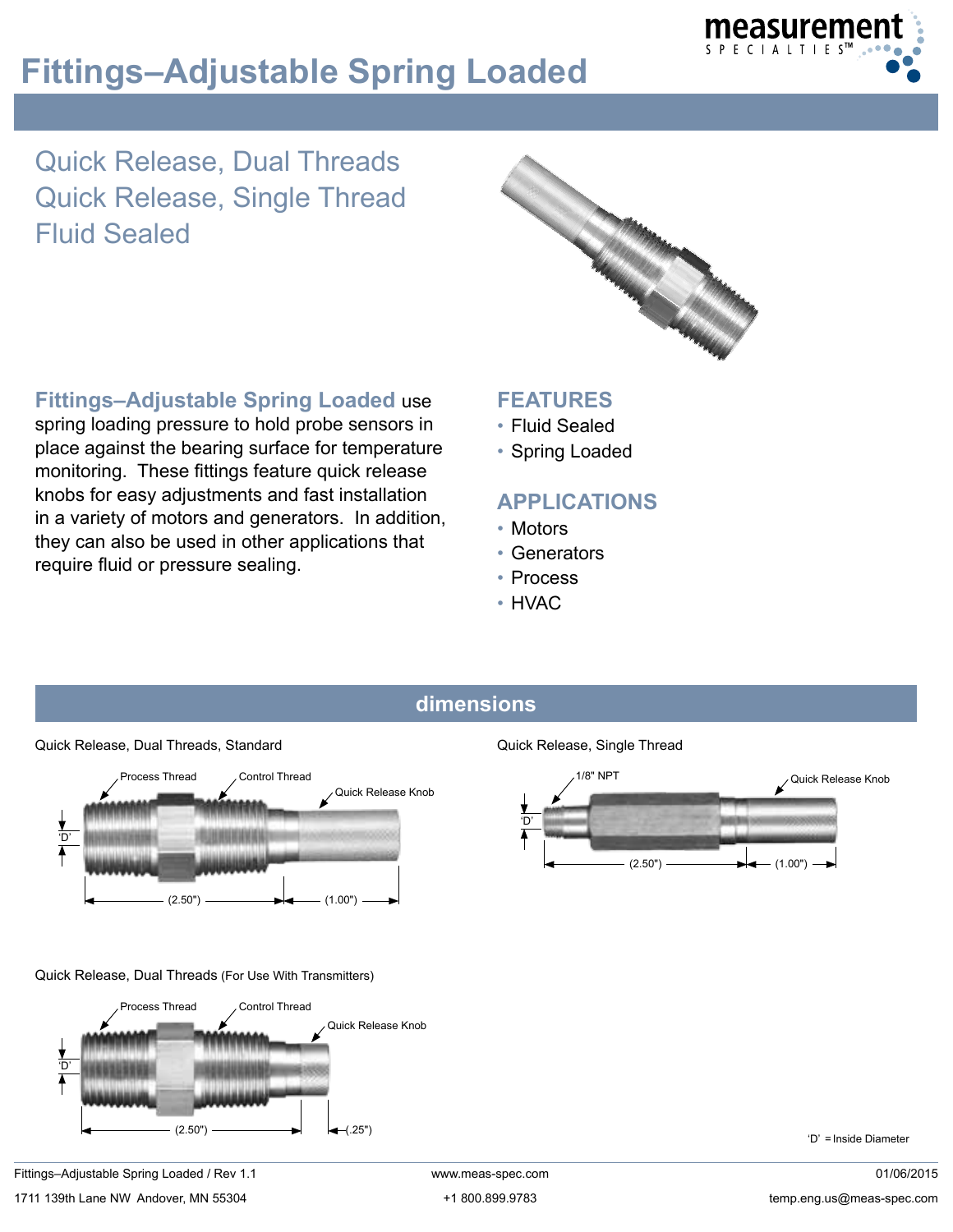# Fittings–Adjustable Spring Loaded

## Quick Release, Dual Threads
## Quick Release, Single Thread
## Fluid Sealed

**Fittings–Adjustable Spring Loaded** use spring loading pressure to hold probe sensors in place against the bearing surface for temperature monitoring. These fittings feature quick release knobs for easy adjustments and fast installation in a variety of motors and generators. In addition, they can also be used in other applications that require fluid or pressure sealing.

### FEATURES

- Fluid Sealed
- Spring Loaded

### APPLICATIONS

- Motors
- Generators
- Process
- HVAC

## dimensions

Quick Release, Dual Threads, Standard

Process Thread, Control Thread, Quick Release Knob, 'D', (2.50"), (1.00")

Quick Release, Single Thread

1/8" NPT, Quick Release Knob, 'D', (2.50"), (1.00")

Quick Release, Dual Threads (For Use With Transmitters)

Process Thread, Control Thread, Quick Release Knob, 'D', (2.50"), (.25")

'D' = Inside Diameter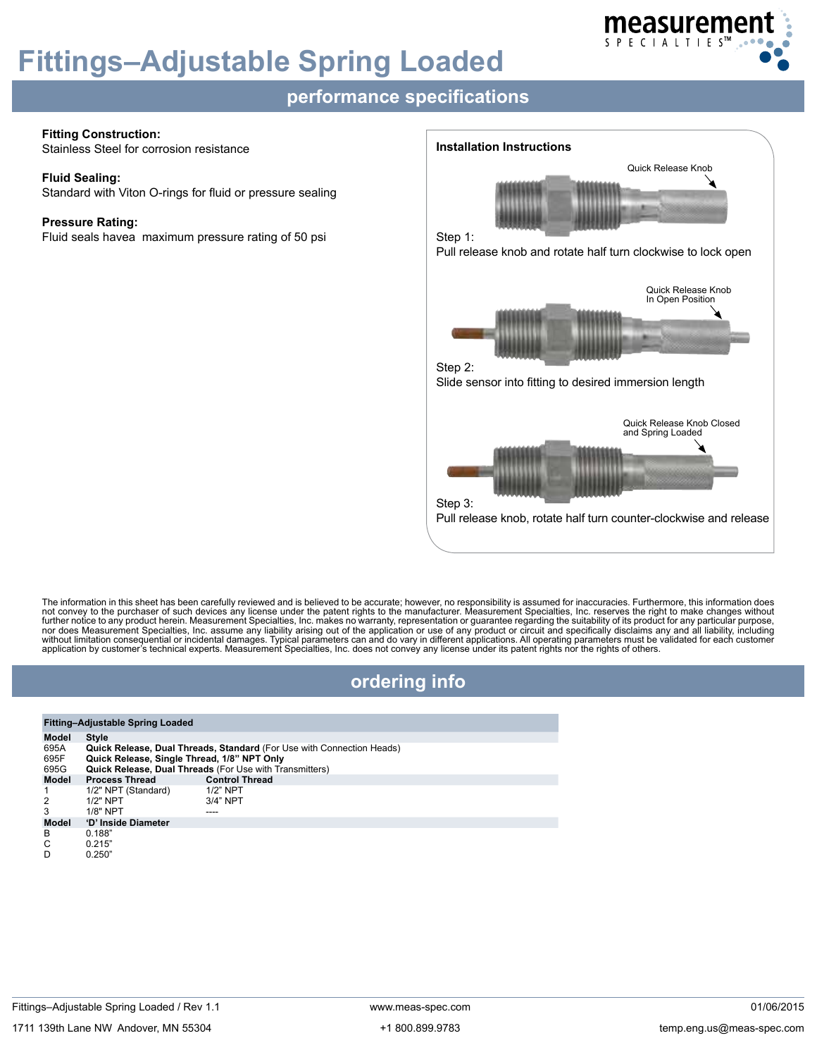# Fittings–Adjustable Spring Loaded

## performance specifications

**Fitting Construction:**
Stainless Steel for corrosion resistance

**Fluid Sealing:**
Standard with Viton O-rings for fluid or pressure sealing

**Pressure Rating:**
Fluid seals havea  maximum pressure rating of 50 psi

**Installation Instructions**

Quick Release Knob

Step 1:
Pull release knob and rotate half turn clockwise to lock open

Quick Release Knob In Open Position

Step 2:
Slide sensor into fitting to desired immersion length

Quick Release Knob Closed and Spring Loaded

Step 3:
Pull release knob, rotate half turn counter-clockwise and release

The information in this sheet has been carefully reviewed and is believed to be accurate; however, no responsibility is assumed for inaccuracies. Furthermore, this information does not convey to the purchaser of such devices any license under the patent rights to the manufacturer. Measurement Specialties, Inc. reserves the right to make changes without further notice to any product herein. Measurement Specialties, Inc. makes no warranty, representation or guarantee regarding the suitability of its product for any particular purpose, nor does Measurement Specialties, Inc. assume any liability arising out of the application or use of any product or circuit and specifically disclaims any and all liability, including without limitation consequential or incidental damages. Typical parameters can and do vary in different applications. All operating parameters must be validated for each customer application by customer's technical experts. Measurement Specialties, Inc. does not convey any license under its patent rights nor the rights of others.

## ordering info

**Fitting–Adjustable Spring Loaded**

| Model | Style | |
|---|---|---|
| 695A | **Quick Release, Dual Threads, Standard** (For Use with Connection Heads) | |
| 695F | **Quick Release, Single Thread, 1/8" NPT Only** | |
| 695G | **Quick Release, Dual Threads** (For Use with Transmitters) | |
| **Model** | **Process Thread** | **Control Thread** |
| 1 | 1/2" NPT (Standard) | 1/2" NPT |
| 2 | 1/2" NPT | 3/4" NPT |
| 3 | 1/8" NPT | ---- |
| **Model** | **'D' Inside Diameter** | |
| B | 0.188" | |
| C | 0.215" | |
| D | 0.250" | |

Fittings–Adjustable Spring Loaded / Rev 1.1 | www.meas-spec.com | 01/06/2015

1711 139th Lane NW  Andover, MN 55304 | +1 800.899.9783 | temp.eng.us@meas-spec.com